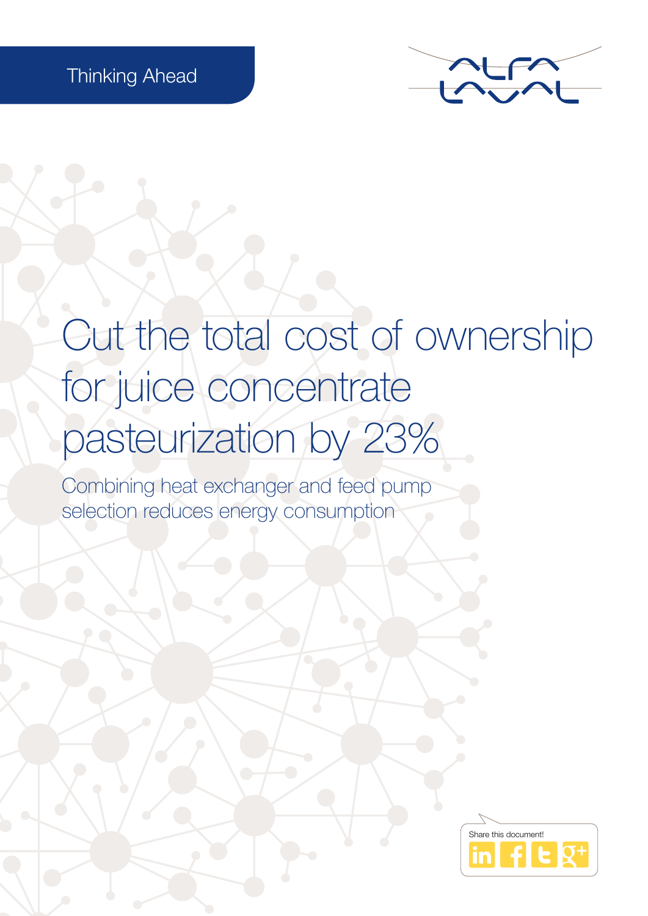Thinking Ahead

# Cut the total cost of ownership for juice concentrate pasteurization by 23%

## Combining heat exchanger and feed pump selection reduces energy consumption

Share this document!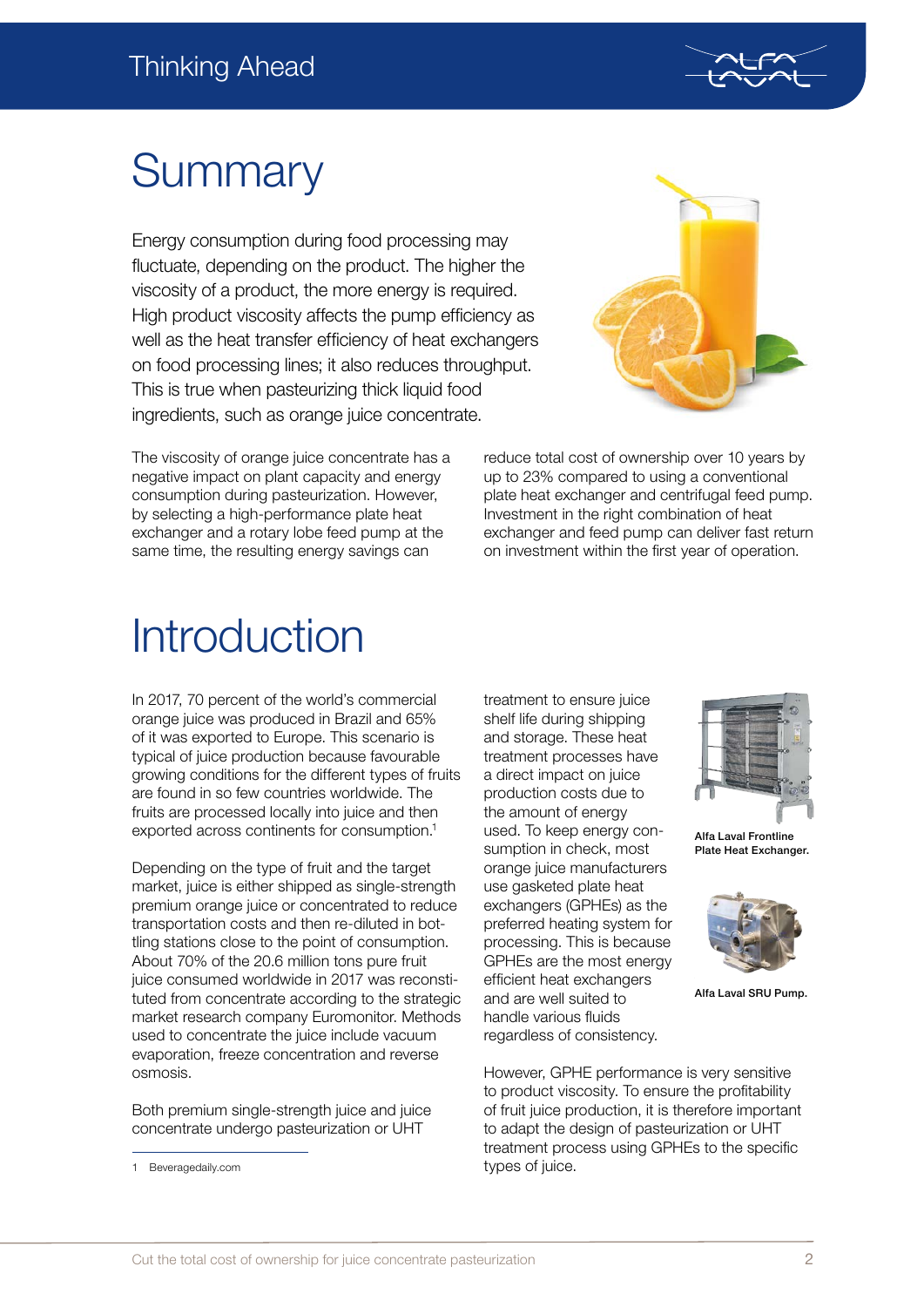# Summary

Energy consumption during food processing may fluctuate, depending on the product. The higher the viscosity of a product, the more energy is required. High product viscosity affects the pump efficiency as well as the heat transfer efficiency of heat exchangers on food processing lines; it also reduces throughput. This is true when pasteurizing thick liquid food ingredients, such as orange juice concentrate.

The viscosity of orange juice concentrate has a negative impact on plant capacity and energy consumption during pasteurization. However, by selecting a high-performance plate heat exchanger and a rotary lobe feed pump at the same time, the resulting energy savings can reduce total cost of ownership over 10 years by up to 23% compared to using a conventional plate heat exchanger and centrifugal feed pump. Investment in the right combination of heat exchanger and feed pump can deliver fast return on investment within the first year of operation.

# Introduction

In 2017, 70 percent of the world's commercial orange juice was produced in Brazil and 65% of it was exported to Europe. This scenario is typical of juice production because favourable growing conditions for the different types of fruits are found in so few countries worldwide. The fruits are processed locally into juice and then exported across continents for consumption.[1]

Depending on the type of fruit and the target market, juice is either shipped as single-strength premium orange juice or concentrated to reduce transportation costs and then re-diluted in bottling stations close to the point of consumption. About 70% of the 20.6 million tons pure fruit juice consumed worldwide in 2017 was reconstituted from concentrate according to the strategic market research company Euromonitor. Methods used to concentrate the juice include vacuum evaporation, freeze concentration and reverse osmosis.

Both premium single-strength juice and juice concentrate undergo pasteurization or UHT treatment to ensure juice shelf life during shipping and storage. These heat treatment processes have a direct impact on juice production costs due to the amount of energy used. To keep energy consumption in check, most orange juice manufacturers use gasketed plate heat exchangers (GPHEs) as the preferred heating system for processing. This is because GPHEs are the most energy efficient heat exchangers and are well suited to handle various fluids regardless of consistency.

Alfa Laval Frontline Plate Heat Exchanger.

Alfa Laval SRU Pump.

However, GPHE performance is very sensitive to product viscosity. To ensure the profitability of fruit juice production, it is therefore important to adapt the design of pasteurization or UHT treatment process using GPHEs to the specific types of juice.

1 Beveragedaily.com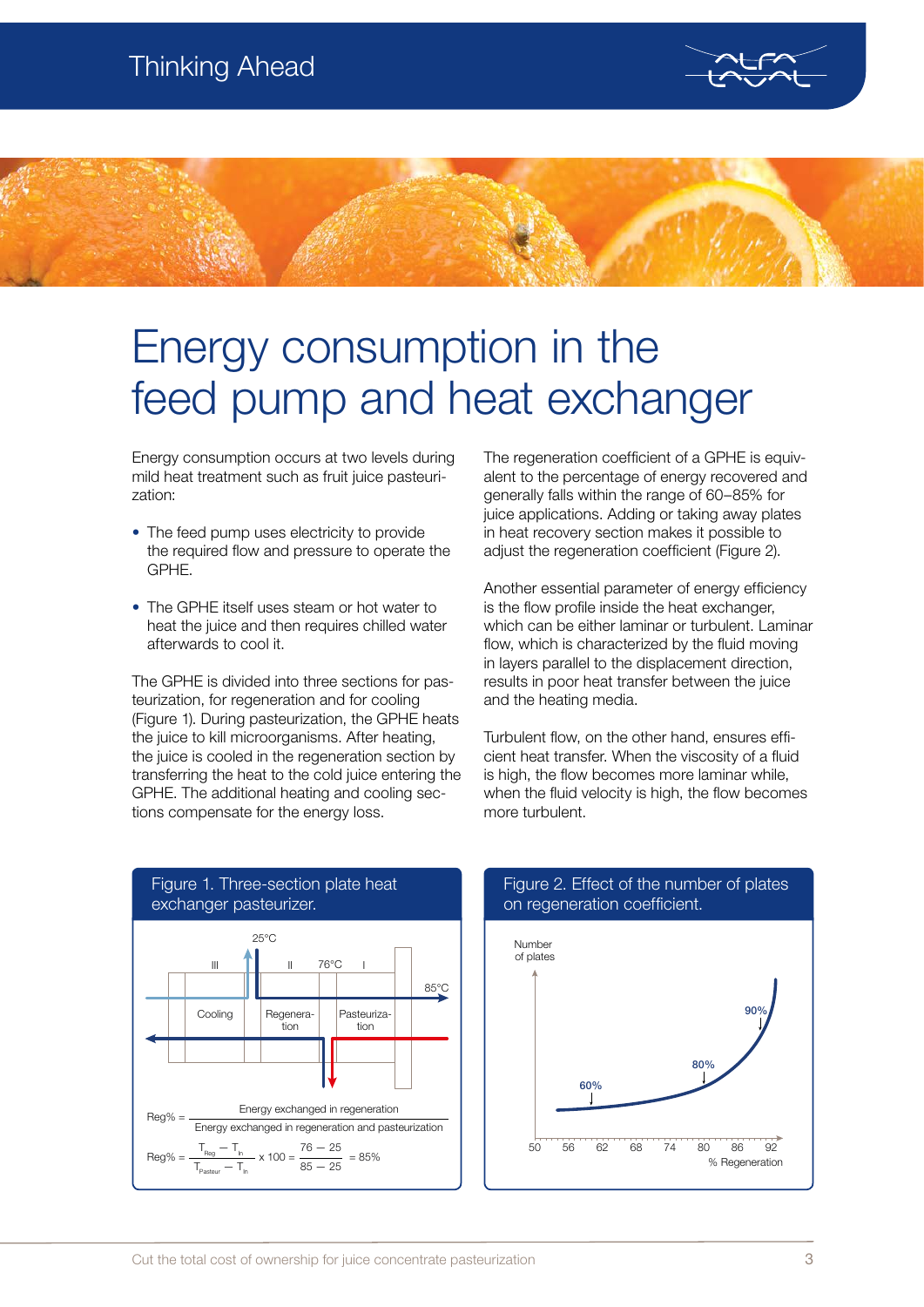# Energy consumption in the feed pump and heat exchanger

Energy consumption occurs at two levels during mild heat treatment such as fruit juice pasteurization:

- The feed pump uses electricity to provide the required flow and pressure to operate the GPHE.
- The GPHE itself uses steam or hot water to heat the juice and then requires chilled water afterwards to cool it.

The GPHE is divided into three sections for pasteurization, for regeneration and for cooling (Figure 1). During pasteurization, the GPHE heats the juice to kill microorganisms. After heating, the juice is cooled in the regeneration section by transferring the heat to the cold juice entering the GPHE. The additional heating and cooling sections compensate for the energy loss.

The regeneration coefficient of a GPHE is equivalent to the percentage of energy recovered and generally falls within the range of 60–85% for juice applications. Adding or taking away plates in heat recovery section makes it possible to adjust the regeneration coefficient (Figure 2).

Another essential parameter of energy efficiency is the flow profile inside the heat exchanger, which can be either laminar or turbulent. Laminar flow, which is characterized by the fluid moving in layers parallel to the displacement direction, results in poor heat transfer between the juice and the heating media.

Turbulent flow, on the other hand, ensures efficient heat transfer. When the viscosity of a fluid is high, the flow becomes more laminar while, when the fluid velocity is high, the flow becomes more turbulent.

Figure 1. Three-section plate heat exchanger pasteurizer.

$$\text{Reg\%} = \frac{\text{Energy exchanged in regeneration}}{\text{Energy exchanged in regeneration and pasteurization}}$$

$$\text{Reg\%} = \frac{T_{Reg} - T_{In}}{T_{Pasteur} - T_{In}} \times 100 = \frac{76 - 25}{85 - 25} = 85\%$$

Figure 2. Effect of the number of plates on regeneration coefficient.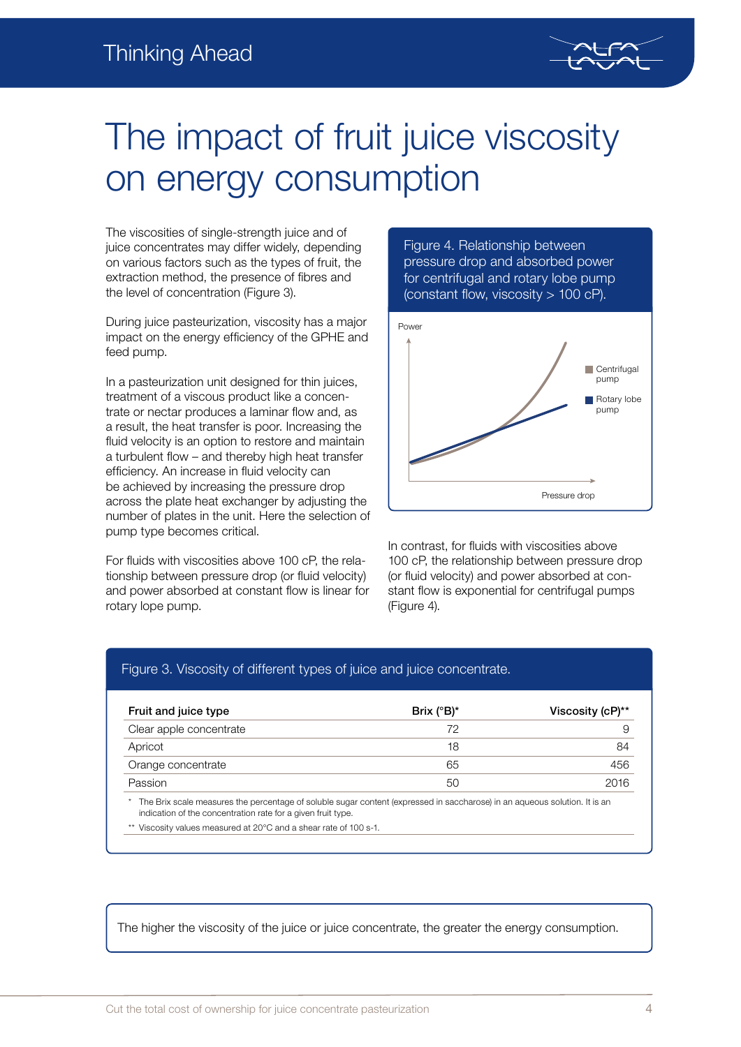# The impact of fruit juice viscosity on energy consumption

The viscosities of single-strength juice and of juice concentrates may differ widely, depending on various factors such as the types of fruit, the extraction method, the presence of fibres and the level of concentration (Figure 3).

During juice pasteurization, viscosity has a major impact on the energy efficiency of the GPHE and feed pump.

In a pasteurization unit designed for thin juices, treatment of a viscous product like a concentrate or nectar produces a laminar flow and, as a result, the heat transfer is poor. Increasing the fluid velocity is an option to restore and maintain a turbulent flow – and thereby high heat transfer efficiency. An increase in fluid velocity can be achieved by increasing the pressure drop across the plate heat exchanger by adjusting the number of plates in the unit. Here the selection of pump type becomes critical.

For fluids with viscosities above 100 cP, the relationship between pressure drop (or fluid velocity) and power absorbed at constant flow is linear for rotary lope pump.

Figure 4. Relationship between pressure drop and absorbed power for centrifugal and rotary lobe pump (constant flow, viscosity > 100 cP).

In contrast, for fluids with viscosities above 100 cP, the relationship between pressure drop (or fluid velocity) and power absorbed at constant flow is exponential for centrifugal pumps (Figure 4).

Figure 3. Viscosity of different types of juice and juice concentrate.

| Fruit and juice type | Brix (°B)* | Viscosity (cP)** |
|---|---|---|
| Clear apple concentrate | 72 | 9 |
| Apricot | 18 | 84 |
| Orange concentrate | 65 | 456 |
| Passion | 50 | 2016 |

\* The Brix scale measures the percentage of soluble sugar content (expressed in saccharose) in an aqueous solution. It is an indication of the concentration rate for a given fruit type.

\*\* Viscosity values measured at 20°C and a shear rate of 100 s-1.

The higher the viscosity of the juice or juice concentrate, the greater the energy consumption.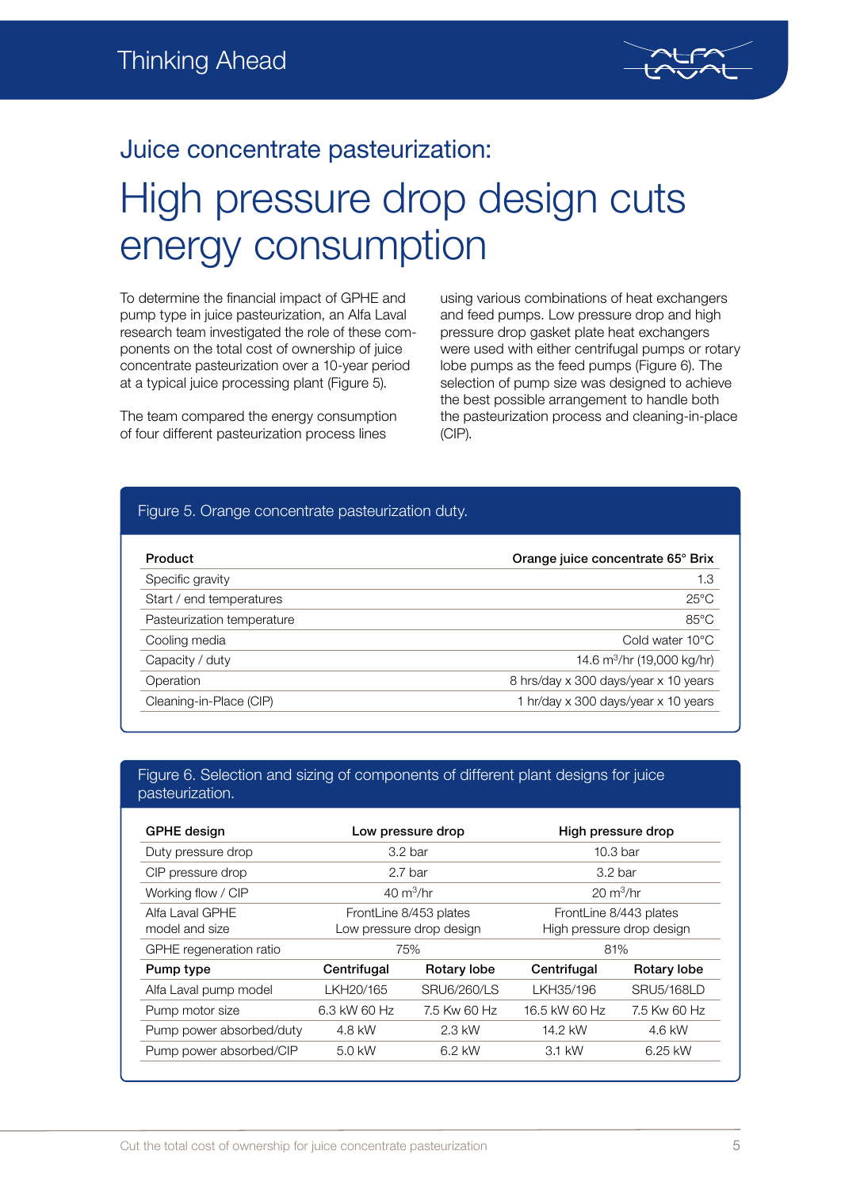## Juice concentrate pasteurization:

# High pressure drop design cuts energy consumption

To determine the financial impact of GPHE and pump type in juice pasteurization, an Alfa Laval research team investigated the role of these components on the total cost of ownership of juice concentrate pasteurization over a 10-year period at a typical juice processing plant (Figure 5).

The team compared the energy consumption of four different pasteurization process lines using various combinations of heat exchangers and feed pumps. Low pressure drop and high pressure drop gasket plate heat exchangers were used with either centrifugal pumps or rotary lobe pumps as the feed pumps (Figure 6). The selection of pump size was designed to achieve the best possible arrangement to handle both the pasteurization process and cleaning-in-place (CIP).

Figure 5. Orange concentrate pasteurization duty.

| Product | Orange juice concentrate 65° Brix |
|---|---|
| Specific gravity | 1.3 |
| Start / end temperatures | 25°C |
| Pasteurization temperature | 85°C |
| Cooling media | Cold water 10°C |
| Capacity / duty | 14.6 $m^3$/hr (19,000 kg/hr) |
| Operation | 8 hrs/day x 300 days/year x 10 years |
| Cleaning-in-Place (CIP) | 1 hr/day x 300 days/year x 10 years |

Figure 6. Selection and sizing of components of different plant designs for juice pasteurization.

| GPHE design | Low pressure drop | | High pressure drop | |
|---|---|---|---|---|
| Duty pressure drop | 3.2 bar | | 10.3 bar | |
| CIP pressure drop | 2.7 bar | | 3.2 bar | |
| Working flow / CIP | 40 $m^3$/hr | | 20 $m^3$/hr | |
| Alfa Laval GPHE model and size | FrontLine 8/453 plates Low pressure drop design | | FrontLine 8/443 plates High pressure drop design | |
| GPHE regeneration ratio | 75% | | 81% | |
| **Pump type** | **Centrifugal** | **Rotary lobe** | **Centrifugal** | **Rotary lobe** |
| Alfa Laval pump model | LKH20/165 | SRU6/260/LS | LKH35/196 | SRU5/168LD |
| Pump motor size | 6.3 kW 60 Hz | 7.5 Kw 60 Hz | 16.5 kW 60 Hz | 7.5 Kw 60 Hz |
| Pump power absorbed/duty | 4.8 kW | 2.3 kW | 14.2 kW | 4.6 kW |
| Pump power absorbed/CIP | 5.0 kW | 6.2 kW | 3.1 kW | 6.25 kW |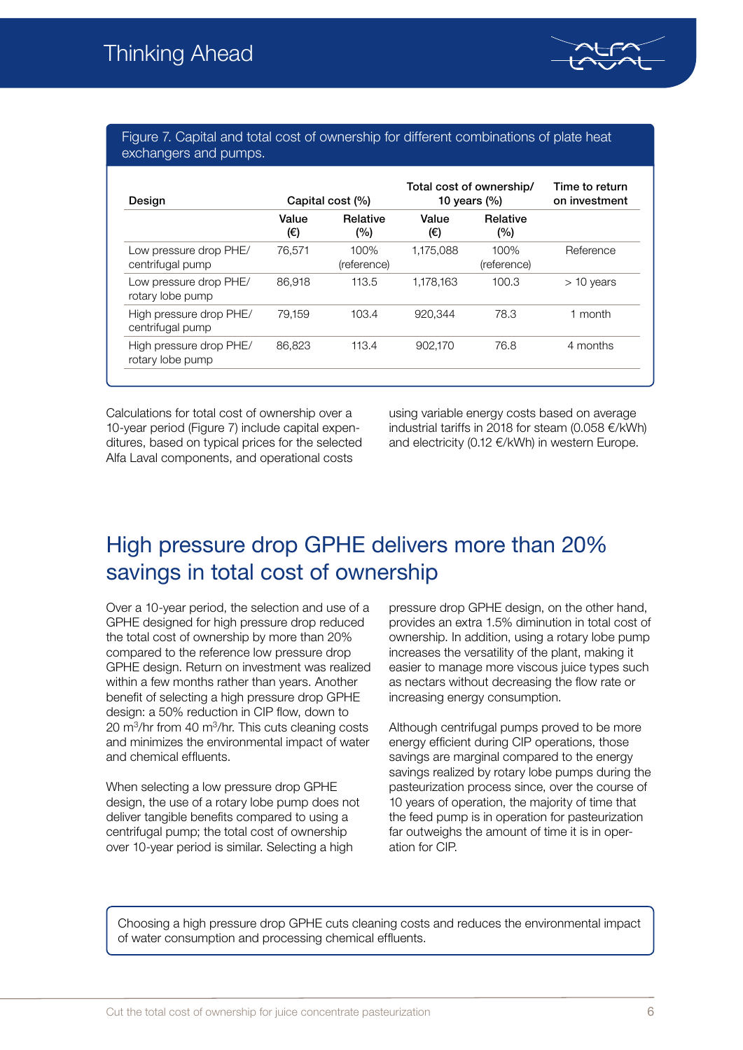Figure 7. Capital and total cost of ownership for different combinations of plate heat exchangers and pumps.

| Design | Capital cost (%) | | Total cost of ownership/ 10 years (%) | | Time to return on investment |
|---|---|---|---|---|---|
| | Value (€) | Relative (%) | Value (€) | Relative (%) | |
| Low pressure drop PHE/ centrifugal pump | 76,571 | 100% (reference) | 1,175,088 | 100% (reference) | Reference |
| Low pressure drop PHE/ rotary lobe pump | 86,918 | 113.5 | 1,178,163 | 100.3 | > 10 years |
| High pressure drop PHE/ centrifugal pump | 79,159 | 103.4 | 920,344 | 78.3 | 1 month |
| High pressure drop PHE/ rotary lobe pump | 86,823 | 113.4 | 902,170 | 76.8 | 4 months |

Calculations for total cost of ownership over a 10-year period (Figure 7) include capital expenditures, based on typical prices for the selected Alfa Laval components, and operational costs using variable energy costs based on average industrial tariffs in 2018 for steam (0.058 €/kWh) and electricity (0.12 €/kWh) in western Europe.

## High pressure drop GPHE delivers more than 20% savings in total cost of ownership

Over a 10-year period, the selection and use of a GPHE designed for high pressure drop reduced the total cost of ownership by more than 20% compared to the reference low pressure drop GPHE design. Return on investment was realized within a few months rather than years. Another benefit of selecting a high pressure drop GPHE design: a 50% reduction in CIP flow, down to 20 $m^3$/hr from 40 $m^3$/hr. This cuts cleaning costs and minimizes the environmental impact of water and chemical effluents.

When selecting a low pressure drop GPHE design, the use of a rotary lobe pump does not deliver tangible benefits compared to using a centrifugal pump; the total cost of ownership over 10-year period is similar. Selecting a high pressure drop GPHE design, on the other hand, provides an extra 1.5% diminution in total cost of ownership. In addition, using a rotary lobe pump increases the versatility of the plant, making it easier to manage more viscous juice types such as nectars without decreasing the flow rate or increasing energy consumption.

Although centrifugal pumps proved to be more energy efficient during CIP operations, those savings are marginal compared to the energy savings realized by rotary lobe pumps during the pasteurization process since, over the course of 10 years of operation, the majority of time that the feed pump is in operation for pasteurization far outweighs the amount of time it is in operation for CIP.

Choosing a high pressure drop GPHE cuts cleaning costs and reduces the environmental impact of water consumption and processing chemical effluents.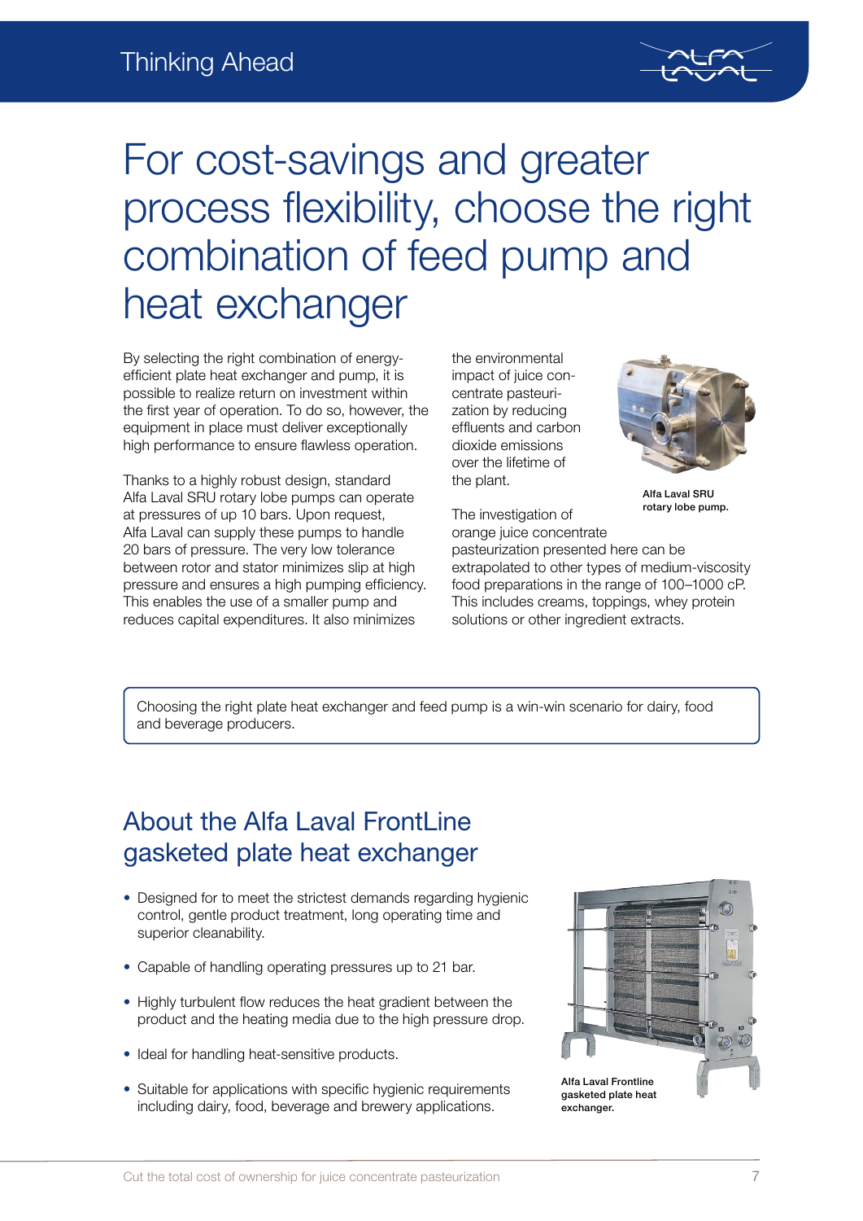# For cost-savings and greater process flexibility, choose the right combination of feed pump and heat exchanger

By selecting the right combination of energy-efficient plate heat exchanger and pump, it is possible to realize return on investment within the first year of operation. To do so, however, the equipment in place must deliver exceptionally high performance to ensure flawless operation.

Thanks to a highly robust design, standard Alfa Laval SRU rotary lobe pumps can operate at pressures of up 10 bars. Upon request, Alfa Laval can supply these pumps to handle 20 bars of pressure. The very low tolerance between rotor and stator minimizes slip at high pressure and ensures a high pumping efficiency. This enables the use of a smaller pump and reduces capital expenditures. It also minimizes the environmental impact of juice concentrate pasteurization by reducing effluents and carbon dioxide emissions over the lifetime of the plant.

Alfa Laval SRU rotary lobe pump.

The investigation of orange juice concentrate pasteurization presented here can be extrapolated to other types of medium-viscosity food preparations in the range of 100–1000 cP. This includes creams, toppings, whey protein solutions or other ingredient extracts.

> Choosing the right plate heat exchanger and feed pump is a win-win scenario for dairy, food and beverage producers.

## About the Alfa Laval FrontLine gasketed plate heat exchanger

- Designed for to meet the strictest demands regarding hygienic control, gentle product treatment, long operating time and superior cleanability.
- Capable of handling operating pressures up to 21 bar.
- Highly turbulent flow reduces the heat gradient between the product and the heating media due to the high pressure drop.
- Ideal for handling heat-sensitive products.
- Suitable for applications with specific hygienic requirements including dairy, food, beverage and brewery applications.

Alfa Laval Frontline gasketed plate heat exchanger.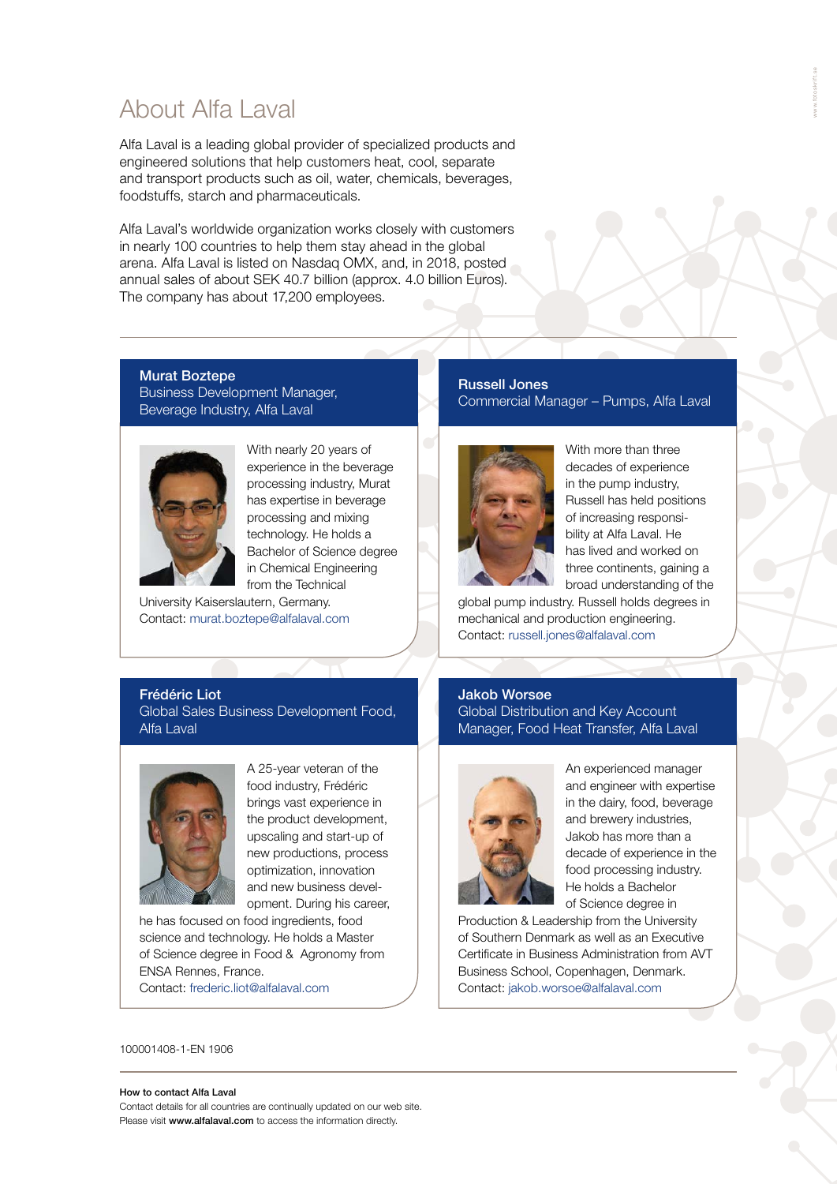# About Alfa Laval

Alfa Laval is a leading global provider of specialized products and engineered solutions that help customers heat, cool, separate and transport products such as oil, water, chemicals, beverages, foodstuffs, starch and pharmaceuticals.

Alfa Laval's worldwide organization works closely with customers in nearly 100 countries to help them stay ahead in the global arena. Alfa Laval is listed on Nasdaq OMX, and, in 2018, posted annual sales of about SEK 40.7 billion (approx. 4.0 billion Euros). The company has about 17,200 employees.

---

**Murat Boztepe**
Business Development Manager, Beverage Industry, Alfa Laval

With nearly 20 years of experience in the beverage processing industry, Murat has expertise in beverage processing and mixing technology. He holds a Bachelor of Science degree in Chemical Engineering from the Technical University Kaiserslautern, Germany.
Contact: murat.boztepe@alfalaval.com

**Russell Jones**
Commercial Manager – Pumps, Alfa Laval

With more than three decades of experience in the pump industry, Russell has held positions of increasing responsibility at Alfa Laval. He has lived and worked on three continents, gaining a broad understanding of the global pump industry. Russell holds degrees in mechanical and production engineering.
Contact: russell.jones@alfalaval.com

**Frédéric Liot**
Global Sales Business Development Food, Alfa Laval

A 25-year veteran of the food industry, Frédéric brings vast experience in the product development, upscaling and start-up of new productions, process optimization, innovation and new business development. During his career, he has focused on food ingredients, food science and technology. He holds a Master of Science degree in Food & Agronomy from ENSA Rennes, France.
Contact: frederic.liot@alfalaval.com

**Jakob Worsøe**
Global Distribution and Key Account Manager, Food Heat Transfer, Alfa Laval

An experienced manager and engineer with expertise in the dairy, food, beverage and brewery industries, Jakob has more than a decade of experience in the food processing industry. He holds a Bachelor of Science degree in Production & Leadership from the University of Southern Denmark as well as an Executive Certificate in Business Administration from AVT Business School, Copenhagen, Denmark.
Contact: jakob.worsoe@alfalaval.com

100001408-1-EN 1906

---

**How to contact Alfa Laval**
Contact details for all countries are continually updated on our web site.
Please visit **www.alfalaval.com** to access the information directly.